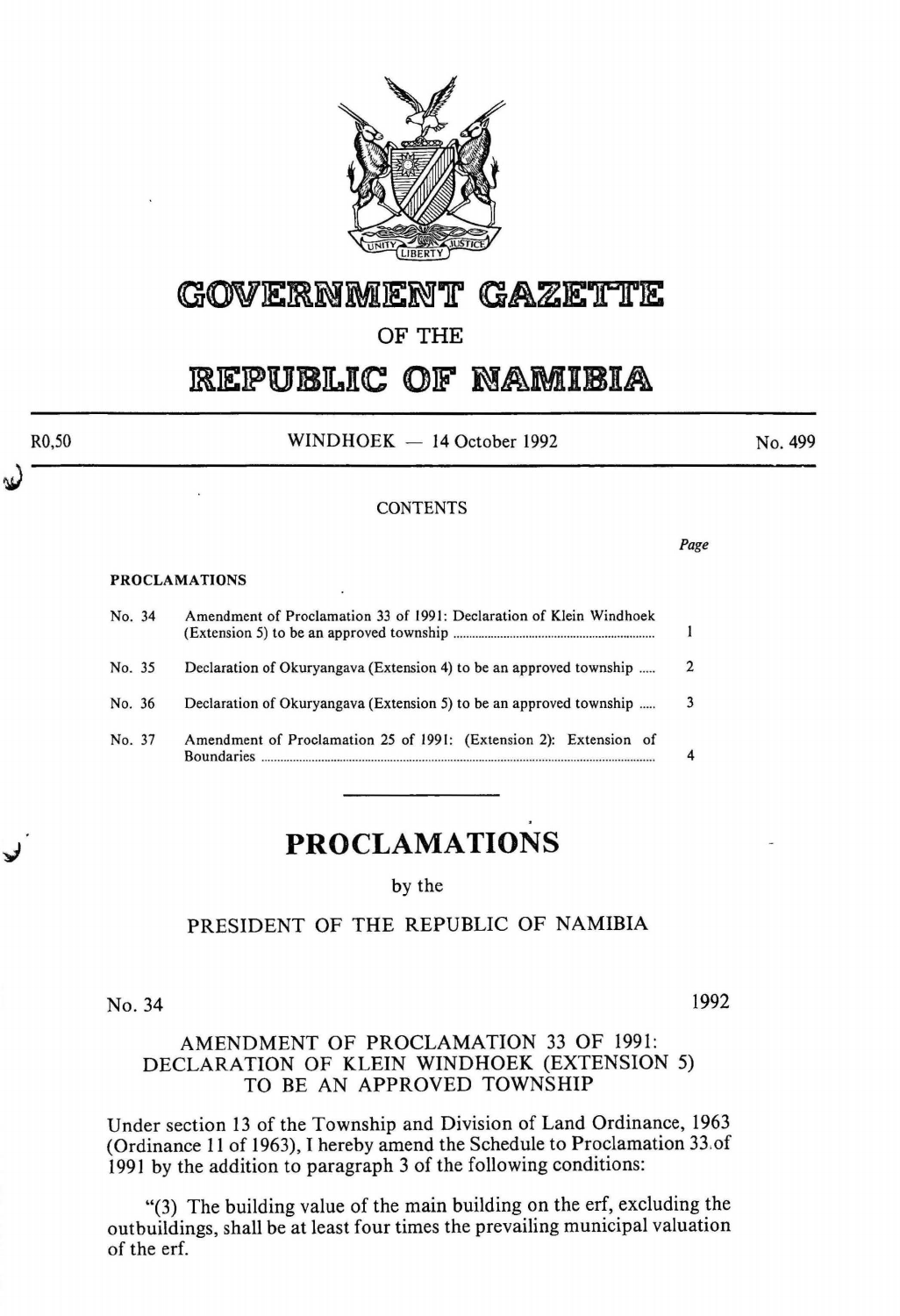# GOVERNMENT GAZETTE

OF THE

# REPUBLIC OF NAMIBIA

R0,50 WINDHOEK — 14 October 1992 No. 499

CONTENTS

| | | Page |
|---|---|---|
| **PROCLAMATIONS** | | |
| No. 34 | Amendment of Proclamation 33 of 1991: Declaration of Klein Windhoek (Extension 5) to be an approved township | 1 |
| No. 35 | Declaration of Okuryangava (Extension 4) to be an approved township | 2 |
| No. 36 | Declaration of Okuryangava (Extension 5) to be an approved township | 3 |
| No. 37 | Amendment of Proclamation 25 of 1991: (Extension 2): Extension of Boundaries | 4 |

## PROCLAMATIONS

by the

PRESIDENT OF THE REPUBLIC OF NAMIBIA

No. 34 1992

### AMENDMENT OF PROCLAMATION 33 OF 1991: DECLARATION OF KLEIN WINDHOEK (EXTENSION 5) TO BE AN APPROVED TOWNSHIP

Under section 13 of the Township and Division of Land Ordinance, 1963 (Ordinance 11 of 1963), I hereby amend the Schedule to Proclamation 33 of 1991 by the addition to paragraph 3 of the following conditions:

"(3) The building value of the main building on the erf, excluding the outbuildings, shall be at least four times the prevailing municipal valuation of the erf.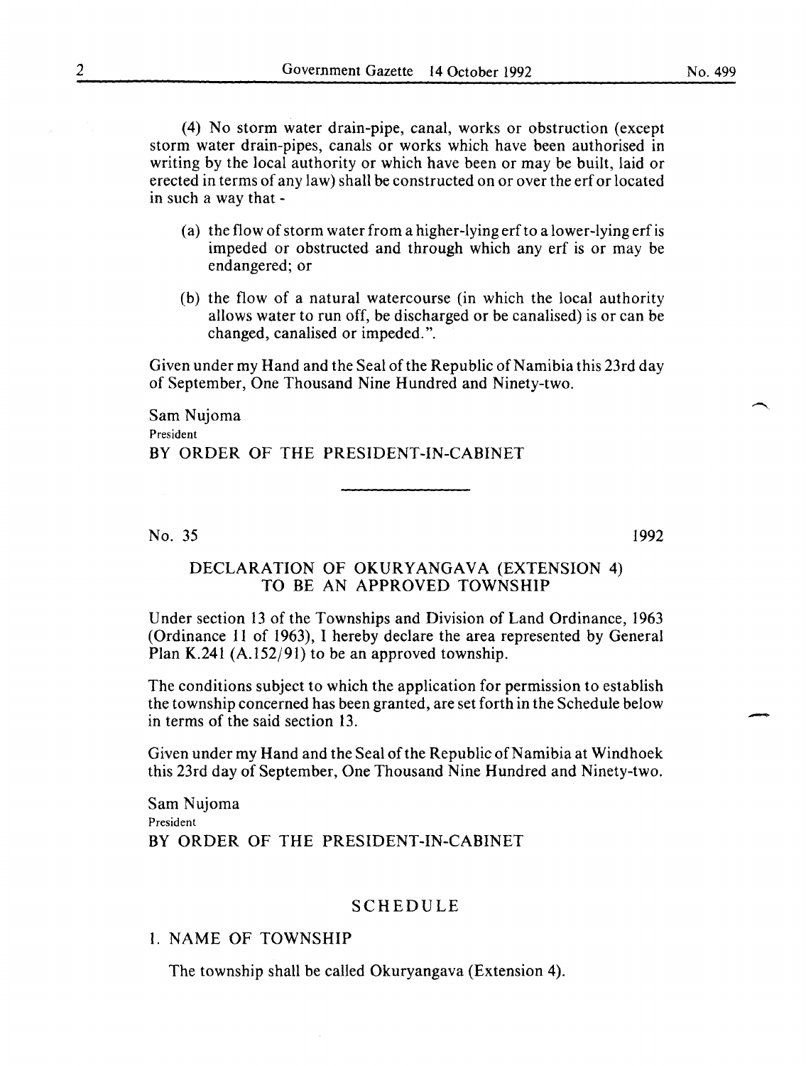(4) No storm water drain-pipe, canal, works or obstruction (except storm water drain-pipes, canals or works which have been authorised in writing by the local authority or which have been or may be built, laid or erected in terms of any law) shall be constructed on or over the erf or located in such a way that -

(a) the flow of storm water from a higher-lying erf to a lower-lying erf is impeded or obstructed and through which any erf is or may be endangered; or

(b) the flow of a natural watercourse (in which the local authority allows water to run off, be discharged or be canalised) is or can be changed, canalised or impeded.".

Given under my Hand and the Seal of the Republic of Namibia this 23rd day of September, One Thousand Nine Hundred and Ninety-two.

Sam Nujoma
President
BY ORDER OF THE PRESIDENT-IN-CABINET

---

No. 35 1992

## DECLARATION OF OKURYANGAVA (EXTENSION 4) TO BE AN APPROVED TOWNSHIP

Under section 13 of the Townships and Division of Land Ordinance, 1963 (Ordinance 11 of 1963), I hereby declare the area represented by General Plan K.241 (A.152/91) to be an approved township.

The conditions subject to which the application for permission to establish the township concerned has been granted, are set forth in the Schedule below in terms of the said section 13.

Given under my Hand and the Seal of the Republic of Namibia at Windhoek this 23rd day of September, One Thousand Nine Hundred and Ninety-two.

Sam Nujoma
President
BY ORDER OF THE PRESIDENT-IN-CABINET

### SCHEDULE

1. NAME OF TOWNSHIP

The township shall be called Okuryangava (Extension 4).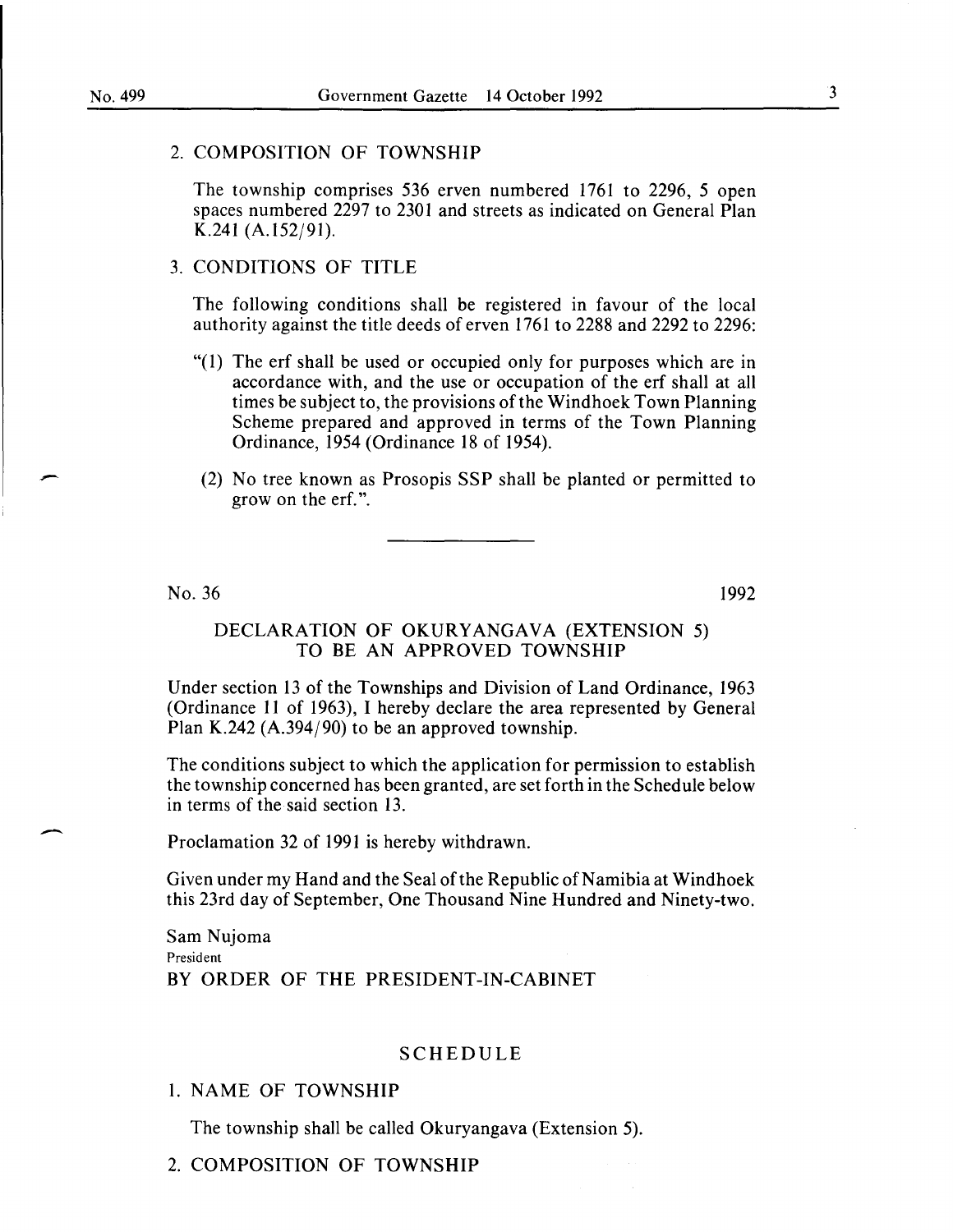2. COMPOSITION OF TOWNSHIP

The township comprises 536 erven numbered 1761 to 2296, 5 open spaces numbered 2297 to 2301 and streets as indicated on General Plan K.241 (A.152/91).

3. CONDITIONS OF TITLE

The following conditions shall be registered in favour of the local authority against the title deeds of erven 1761 to 2288 and 2292 to 2296:

"(1) The erf shall be used or occupied only for purposes which are in accordance with, and the use or occupation of the erf shall at all times be subject to, the provisions of the Windhoek Town Planning Scheme prepared and approved in terms of the Town Planning Ordinance, 1954 (Ordinance 18 of 1954).

(2) No tree known as Prosopis SSP shall be planted or permitted to grow on the erf.".

---

No. 36 1992

## DECLARATION OF OKURYANGAVA (EXTENSION 5) TO BE AN APPROVED TOWNSHIP

Under section 13 of the Townships and Division of Land Ordinance, 1963 (Ordinance 11 of 1963), I hereby declare the area represented by General Plan K.242 (A.394/90) to be an approved township.

The conditions subject to which the application for permission to establish the township concerned has been granted, are set forth in the Schedule below in terms of the said section 13.

Proclamation 32 of 1991 is hereby withdrawn.

Given under my Hand and the Seal of the Republic of Namibia at Windhoek this 23rd day of September, One Thousand Nine Hundred and Ninety-two.

Sam Nujoma
President
BY ORDER OF THE PRESIDENT-IN-CABINET

## SCHEDULE

1. NAME OF TOWNSHIP

The township shall be called Okuryangava (Extension 5).

2. COMPOSITION OF TOWNSHIP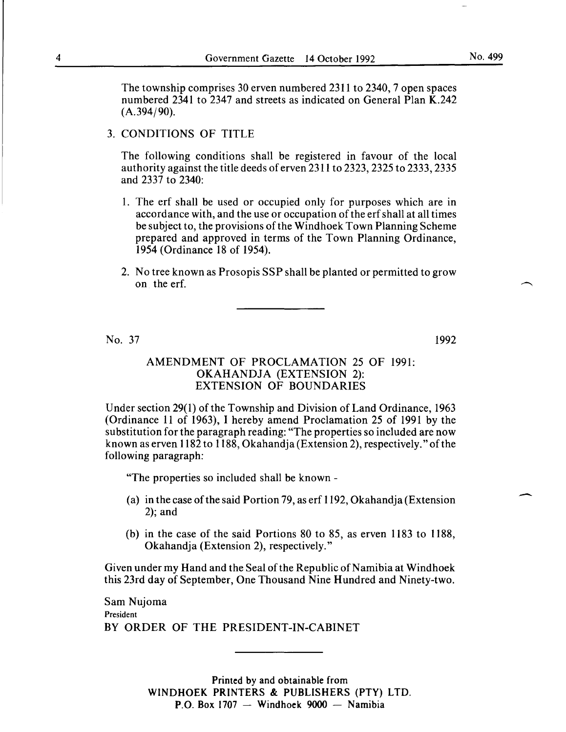The township comprises 30 erven numbered 2311 to 2340, 7 open spaces numbered 2341 to 2347 and streets as indicated on General Plan K.242 (A.394/90).

3. CONDITIONS OF TITLE

The following conditions shall be registered in favour of the local authority against the title deeds of erven 2311 to 2323, 2325 to 2333, 2335 and 2337 to 2340:

1. The erf shall be used or occupied only for purposes which are in accordance with, and the use or occupation of the erf shall at all times be subject to, the provisions of the Windhoek Town Planning Scheme prepared and approved in terms of the Town Planning Ordinance, 1954 (Ordinance 18 of 1954).

2. No tree known as Prosopis SSP shall be planted or permitted to grow on the erf.

---

No. 37 1992

## AMENDMENT OF PROCLAMATION 25 OF 1991: OKAHANDJA (EXTENSION 2): EXTENSION OF BOUNDARIES

Under section 29(1) of the Township and Division of Land Ordinance, 1963 (Ordinance 11 of 1963), I hereby amend Proclamation 25 of 1991 by the substitution for the paragraph reading: "The properties so included are now known as erven 1182 to 1188, Okahandja (Extension 2), respectively." of the following paragraph:

"The properties so included shall be known -

(a) in the case of the said Portion 79, as erf 1192, Okahandja (Extension 2); and

(b) in the case of the said Portions 80 to 85, as erven 1183 to 1188, Okahandja (Extension 2), respectively."

Given under my Hand and the Seal of the Republic of Namibia at Windhoek this 23rd day of September, One Thousand Nine Hundred and Ninety-two.

Sam Nujoma
President
BY ORDER OF THE PRESIDENT-IN-CABINET

---

Printed by and obtainable from
WINDHOEK PRINTERS & PUBLISHERS (PTY) LTD.
P.O. Box 1707 — Windhoek 9000 — Namibia